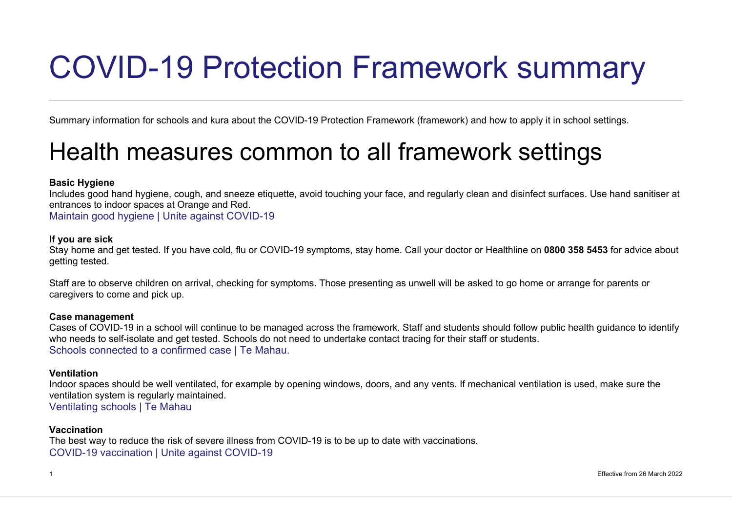# COVID-19 Protection Framework summary

Summary information for schools and kura about the COVID-19 Protection Framework (framework) and how to apply it in school settings.

## Health measures common to all framework settings

**Basic Hygiene**

Includes good hand hygiene, cough, and sneeze etiquette, avoid touching your face, and regularly clean and disinfect surfaces. Use hand sanitiser at entrances to indoor spaces at Orange and Red.

Maintain good hygiene | Unite against COVID-19

**If you are sick**

Stay home and get tested. If you have cold, flu or COVID-19 symptoms, stay home. Call your doctor or Healthline on **0800 358 5453** for advice about getting tested.

Staff are to observe children on arrival, checking for symptoms. Those presenting as unwell will be asked to go home or arrange for parents or caregivers to come and pick up.

**Case management**

Cases of COVID-19 in a school will continue to be managed across the framework. Staff and students should follow public health guidance to identify who needs to self-isolate and get tested. Schools do not need to undertake contact tracing for their staff or students.

Schools connected to a confirmed case | Te Mahau.

**Ventilation**

Indoor spaces should be well ventilated, for example by opening windows, doors, and any vents. If mechanical ventilation is used, make sure the ventilation system is regularly maintained.

Ventilating schools | Te Mahau

**Vaccination**

The best way to reduce the risk of severe illness from COVID-19 is to be up to date with vaccinations.

COVID-19 vaccination | Unite against COVID-19

Effective from 26 March 2022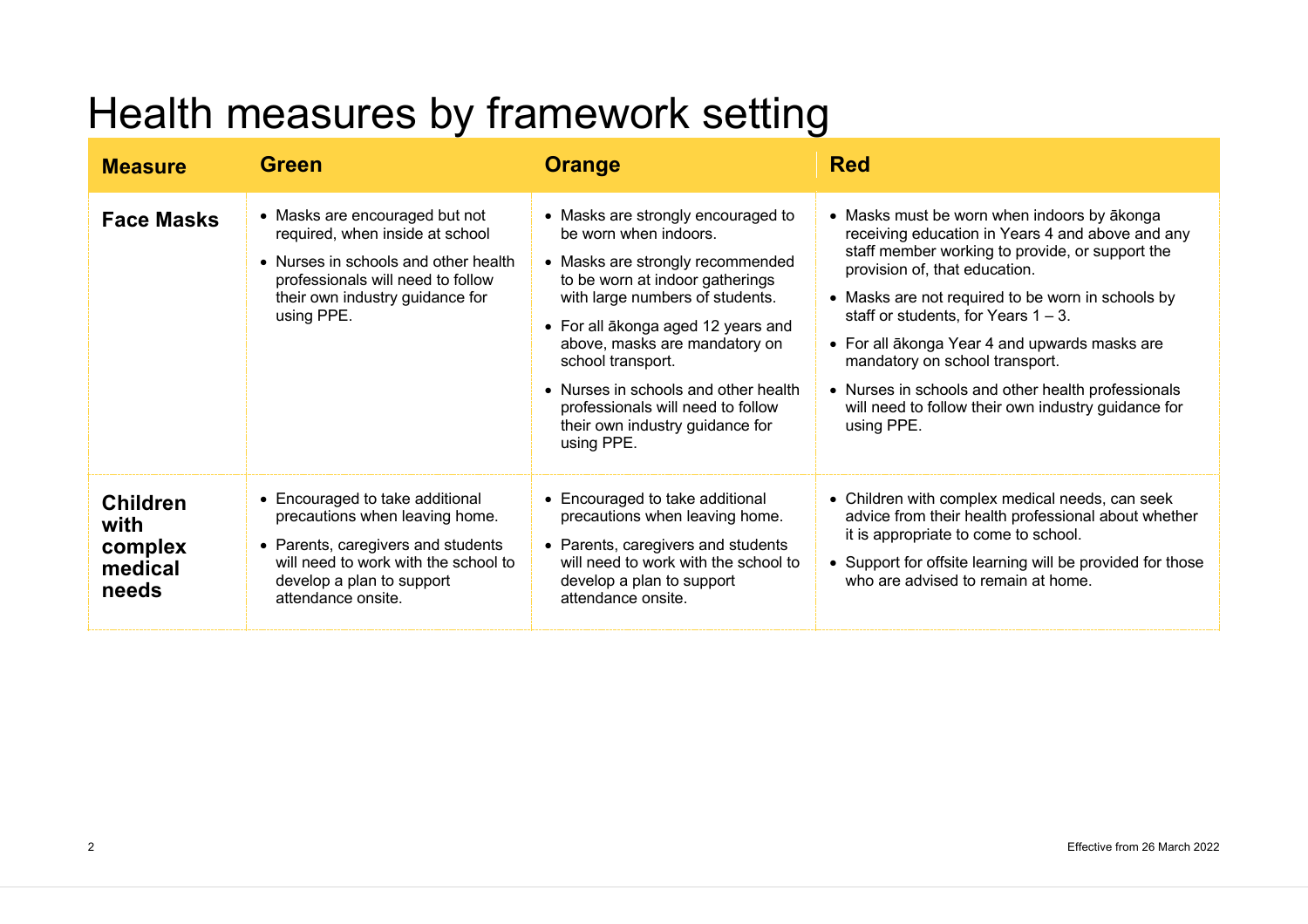# Health measures by framework setting

| Measure | Green | Orange | Red |
|---|---|---|---|
| **Face Masks** | • Masks are encouraged but not required, when inside at school<br>• Nurses in schools and other health professionals will need to follow their own industry guidance for using PPE. | • Masks are strongly encouraged to be worn when indoors.<br>• Masks are strongly recommended to be worn at indoor gatherings with large numbers of students.<br>• For all ākonga aged 12 years and above, masks are mandatory on school transport.<br>• Nurses in schools and other health professionals will need to follow their own industry guidance for using PPE. | • Masks must be worn when indoors by ākonga receiving education in Years 4 and above and any staff member working to provide, or support the provision of, that education.<br>• Masks are not required to be worn in schools by staff or students, for Years 1 – 3.<br>• For all ākonga Year 4 and upwards masks are mandatory on school transport.<br>• Nurses in schools and other health professionals will need to follow their own industry guidance for using PPE. |
| **Children with complex medical needs** | • Encouraged to take additional precautions when leaving home.<br>• Parents, caregivers and students will need to work with the school to develop a plan to support attendance onsite. | • Encouraged to take additional precautions when leaving home.<br>• Parents, caregivers and students will need to work with the school to develop a plan to support attendance onsite. | • Children with complex medical needs, can seek advice from their health professional about whether it is appropriate to come to school.<br>• Support for offsite learning will be provided for those who are advised to remain at home. |

Effective from 26 March 2022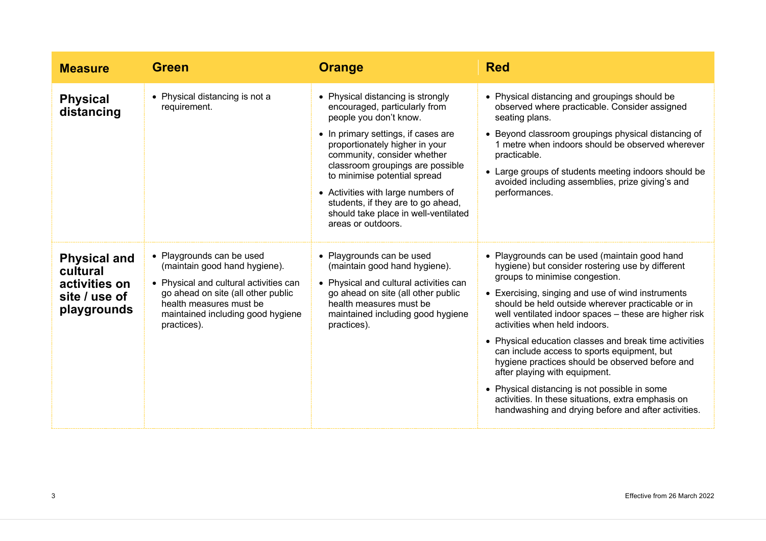| Measure | Green | Orange | Red |
|---|---|---|---|
| **Physical distancing** | • Physical distancing is not a requirement. | • Physical distancing is strongly encouraged, particularly from people you don't know.<br>• In primary settings, if cases are proportionately higher in your community, consider whether classroom groupings are possible to minimise potential spread<br>• Activities with large numbers of students, if they are to go ahead, should take place in well-ventilated areas or outdoors. | • Physical distancing and groupings should be observed where practicable. Consider assigned seating plans.<br>• Beyond classroom groupings physical distancing of 1 metre when indoors should be observed wherever practicable.<br>• Large groups of students meeting indoors should be avoided including assemblies, prize giving's and performances. |
| **Physical and cultural activities on site / use of playgrounds** | • Playgrounds can be used (maintain good hand hygiene).<br>• Physical and cultural activities can go ahead on site (all other public health measures must be maintained including good hygiene practices). | • Playgrounds can be used (maintain good hand hygiene).<br>• Physical and cultural activities can go ahead on site (all other public health measures must be maintained including good hygiene practices). | • Playgrounds can be used (maintain good hand hygiene) but consider rostering use by different groups to minimise congestion.<br>• Exercising, singing and use of wind instruments should be held outside wherever practicable or in well ventilated indoor spaces – these are higher risk activities when held indoors.<br>• Physical education classes and break time activities can include access to sports equipment, but hygiene practices should be observed before and after playing with equipment.<br>• Physical distancing is not possible in some activities. In these situations, extra emphasis on handwashing and drying before and after activities. |

Effective from 26 March 2022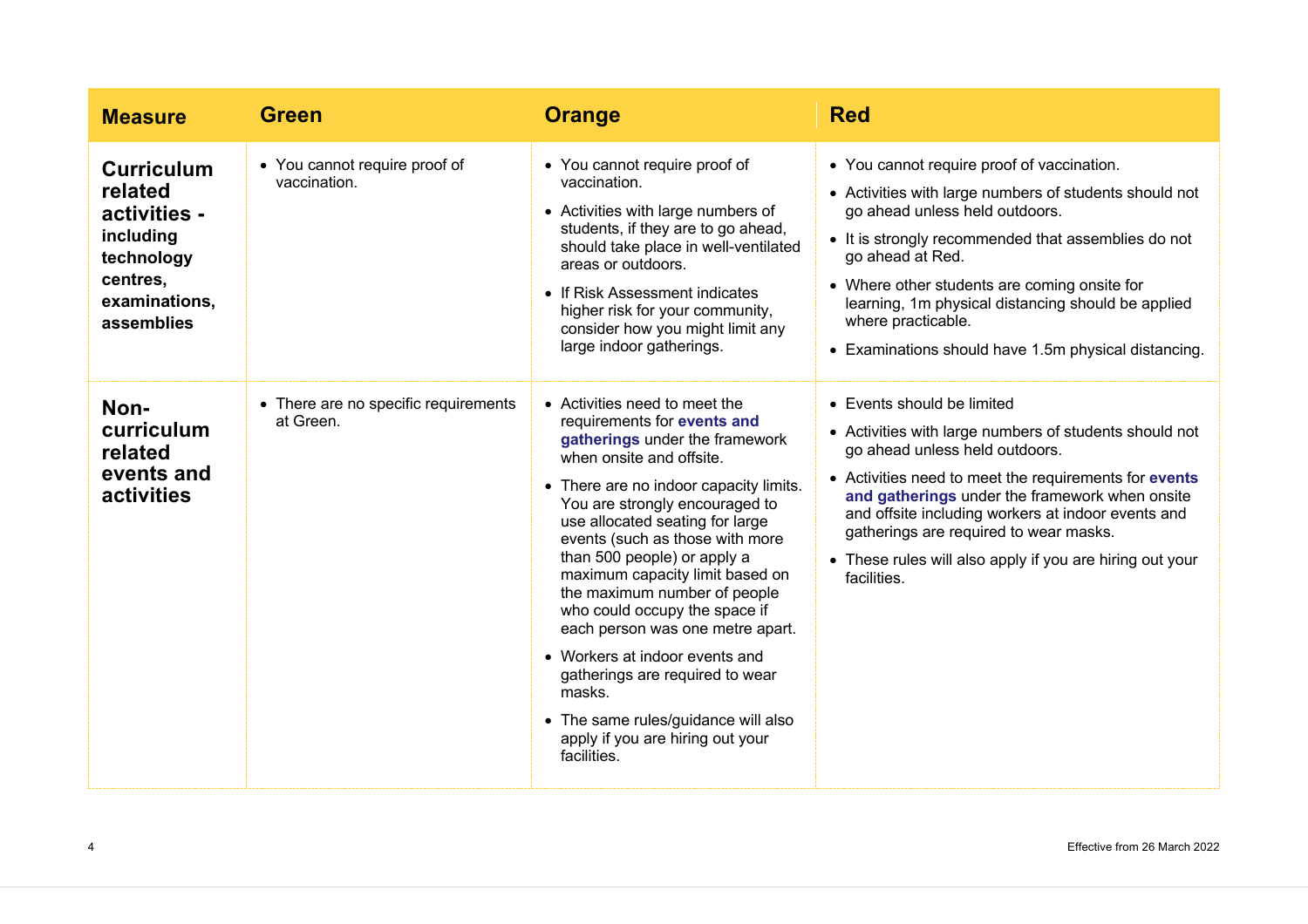| Measure | Green | Orange | Red |
|---|---|---|---|
| **Curriculum related activities - including technology centres, examinations, assemblies** | • You cannot require proof of vaccination. | • You cannot require proof of vaccination.<br>• Activities with large numbers of students, if they are to go ahead, should take place in well-ventilated areas or outdoors.<br>• If Risk Assessment indicates higher risk for your community, consider how you might limit any large indoor gatherings. | • You cannot require proof of vaccination.<br>• Activities with large numbers of students should not go ahead unless held outdoors.<br>• It is strongly recommended that assemblies do not go ahead at Red.<br>• Where other students are coming onsite for learning, 1m physical distancing should be applied where practicable.<br>• Examinations should have 1.5m physical distancing. |
| **Non-curriculum related events and activities** | • There are no specific requirements at Green. | • Activities need to meet the requirements for **events and gatherings** under the framework when onsite and offsite.<br>• There are no indoor capacity limits. You are strongly encouraged to use allocated seating for large events (such as those with more than 500 people) or apply a maximum capacity limit based on the maximum number of people who could occupy the space if each person was one metre apart.<br>• Workers at indoor events and gatherings are required to wear masks.<br>• The same rules/guidance will also apply if you are hiring out your facilities. | • Events should be limited<br>• Activities with large numbers of students should not go ahead unless held outdoors.<br>• Activities need to meet the requirements for **events and gatherings** under the framework when onsite and offsite including workers at indoor events and gatherings are required to wear masks.<br>• These rules will also apply if you are hiring out your facilities. |

Effective from 26 March 2022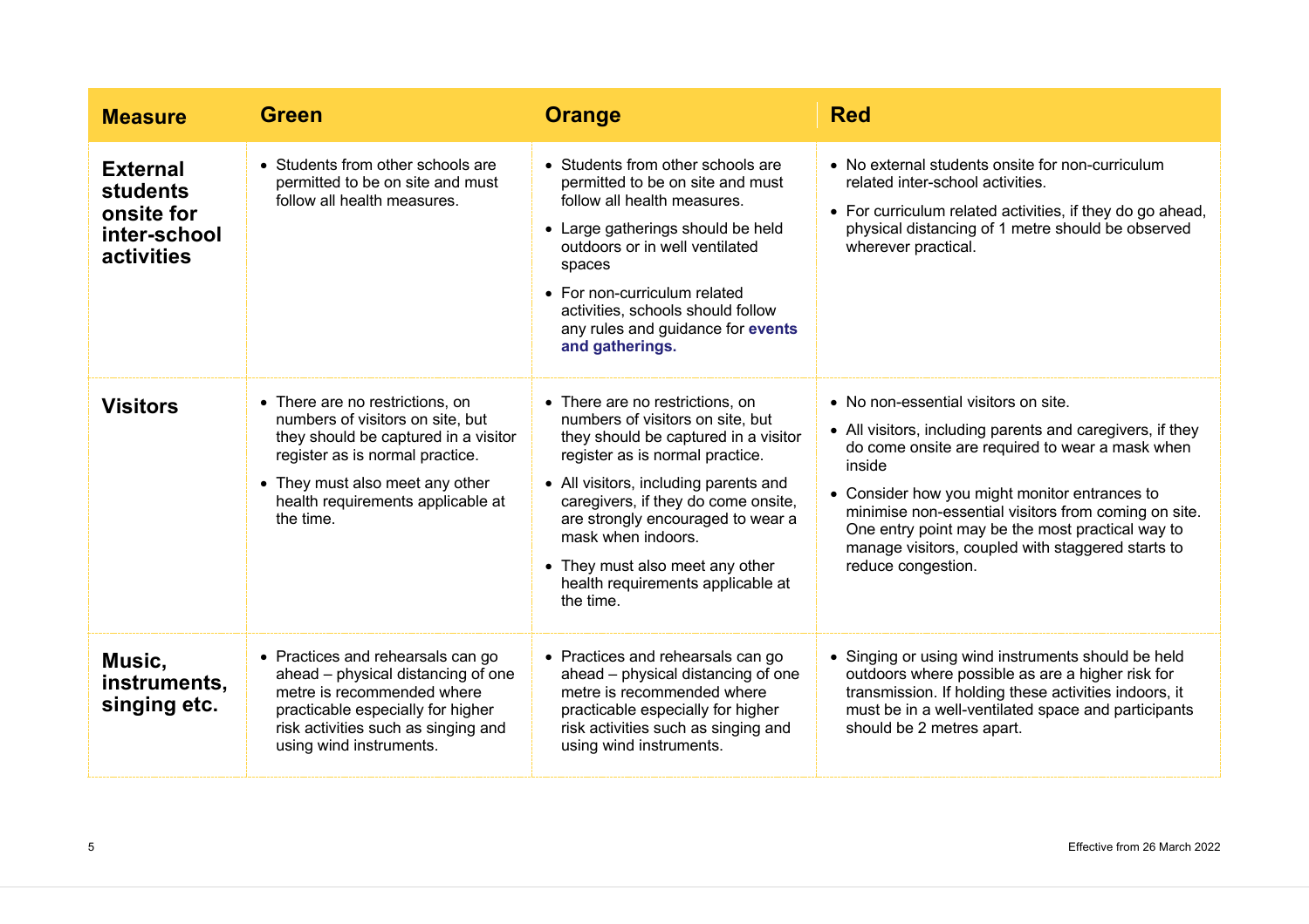| Measure | Green | Orange | Red |
|---|---|---|---|
| **External students onsite for inter-school activities** | • Students from other schools are permitted to be on site and must follow all health measures. | • Students from other schools are permitted to be on site and must follow all health measures.<br>• Large gatherings should be held outdoors or in well ventilated spaces<br>• For non-curriculum related activities, schools should follow any rules and guidance for **events and gatherings.** | • No external students onsite for non-curriculum related inter-school activities.<br>• For curriculum related activities, if they do go ahead, physical distancing of 1 metre should be observed wherever practical. |
| **Visitors** | • There are no restrictions, on numbers of visitors on site, but they should be captured in a visitor register as is normal practice.<br>• They must also meet any other health requirements applicable at the time. | • There are no restrictions, on numbers of visitors on site, but they should be captured in a visitor register as is normal practice.<br>• All visitors, including parents and caregivers, if they do come onsite, are strongly encouraged to wear a mask when indoors.<br>• They must also meet any other health requirements applicable at the time. | • No non-essential visitors on site.<br>• All visitors, including parents and caregivers, if they do come onsite are required to wear a mask when inside<br>• Consider how you might monitor entrances to minimise non-essential visitors from coming on site. One entry point may be the most practical way to manage visitors, coupled with staggered starts to reduce congestion. |
| **Music, instruments, singing etc.** | • Practices and rehearsals can go ahead – physical distancing of one metre is recommended where practicable especially for higher risk activities such as singing and using wind instruments. | • Practices and rehearsals can go ahead – physical distancing of one metre is recommended where practicable especially for higher risk activities such as singing and using wind instruments. | • Singing or using wind instruments should be held outdoors where possible as are a higher risk for transmission. If holding these activities indoors, it must be in a well-ventilated space and participants should be 2 metres apart. |

Effective from 26 March 2022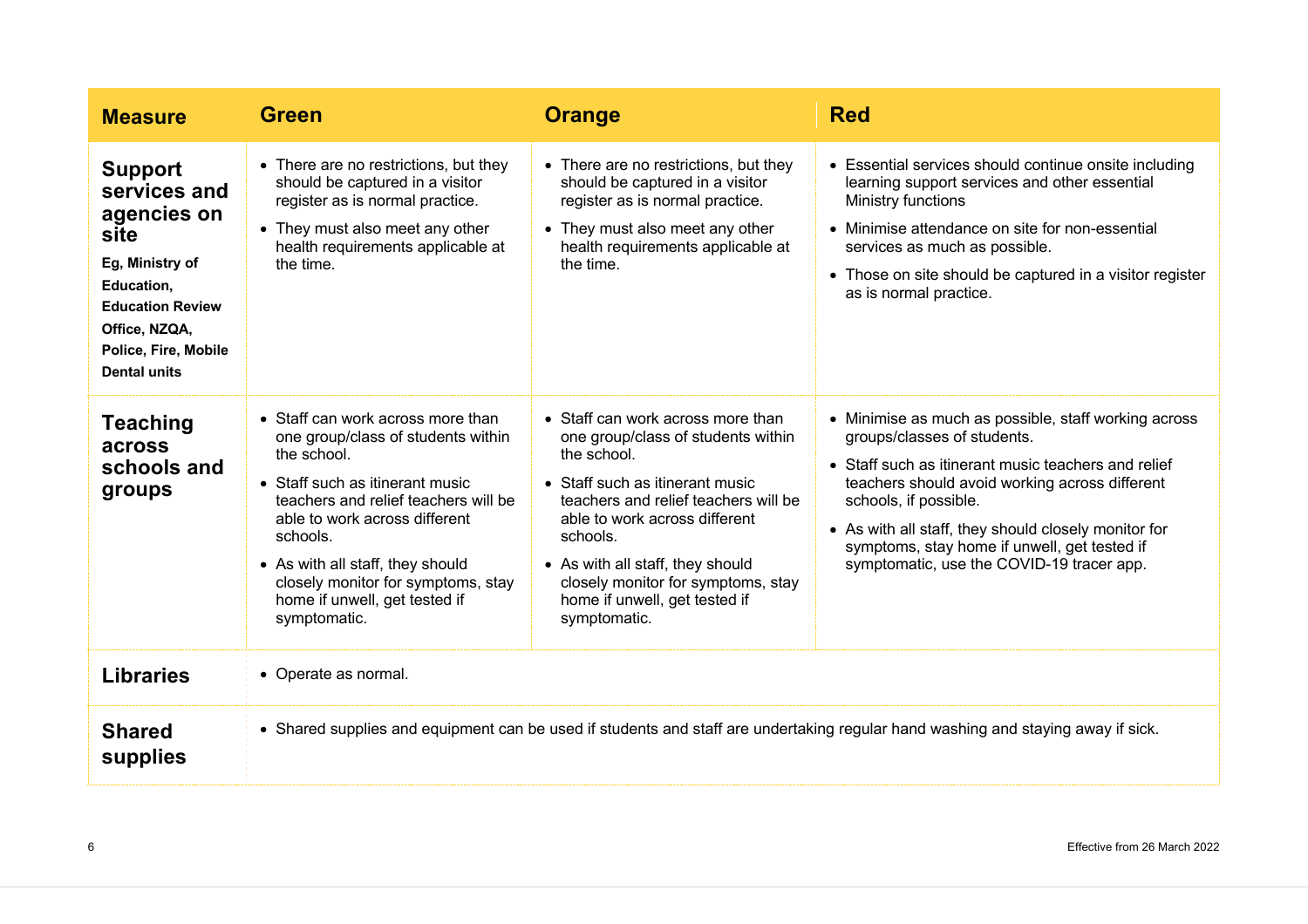| Measure | Green | Orange | Red |
|---|---|---|---|
| **Support services and agencies on site**<br>**Eg, Ministry of Education, Education Review Office, NZQA, Police, Fire, Mobile Dental units** | • There are no restrictions, but they should be captured in a visitor register as is normal practice.<br>• They must also meet any other health requirements applicable at the time. | • There are no restrictions, but they should be captured in a visitor register as is normal practice.<br>• They must also meet any other health requirements applicable at the time. | • Essential services should continue onsite including learning support services and other essential Ministry functions<br>• Minimise attendance on site for non-essential services as much as possible.<br>• Those on site should be captured in a visitor register as is normal practice. |
| **Teaching across schools and groups** | • Staff can work across more than one group/class of students within the school.<br>• Staff such as itinerant music teachers and relief teachers will be able to work across different schools.<br>• As with all staff, they should closely monitor for symptoms, stay home if unwell, get tested if symptomatic. | • Staff can work across more than one group/class of students within the school.<br>• Staff such as itinerant music teachers and relief teachers will be able to work across different schools.<br>• As with all staff, they should closely monitor for symptoms, stay home if unwell, get tested if symptomatic. | • Minimise as much as possible, staff working across groups/classes of students.<br>• Staff such as itinerant music teachers and relief teachers should avoid working across different schools, if possible.<br>• As with all staff, they should closely monitor for symptoms, stay home if unwell, get tested if symptomatic, use the COVID-19 tracer app. |
| **Libraries** | • Operate as normal. | | |
| **Shared supplies** | • Shared supplies and equipment can be used if students and staff are undertaking regular hand washing and staying away if sick. | | |

Effective from 26 March 2022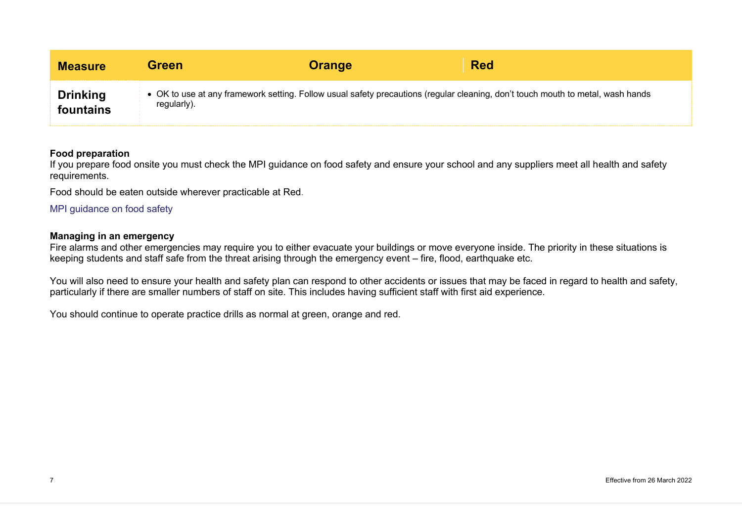| Measure | Green | Orange | Red |
| --- | --- | --- | --- |
| **Drinking fountains** | • OK to use at any framework setting. Follow usual safety precautions (regular cleaning, don't touch mouth to metal, wash hands regularly). | | |

**Food preparation**
If you prepare food onsite you must check the MPI guidance on food safety and ensure your school and any suppliers meet all health and safety requirements.

Food should be eaten outside wherever practicable at Red.

MPI guidance on food safety

**Managing in an emergency**
Fire alarms and other emergencies may require you to either evacuate your buildings or move everyone inside. The priority in these situations is keeping students and staff safe from the threat arising through the emergency event – fire, flood, earthquake etc.

You will also need to ensure your health and safety plan can respond to other accidents or issues that may be faced in regard to health and safety, particularly if there are smaller numbers of staff on site. This includes having sufficient staff with first aid experience.

You should continue to operate practice drills as normal at green, orange and red.